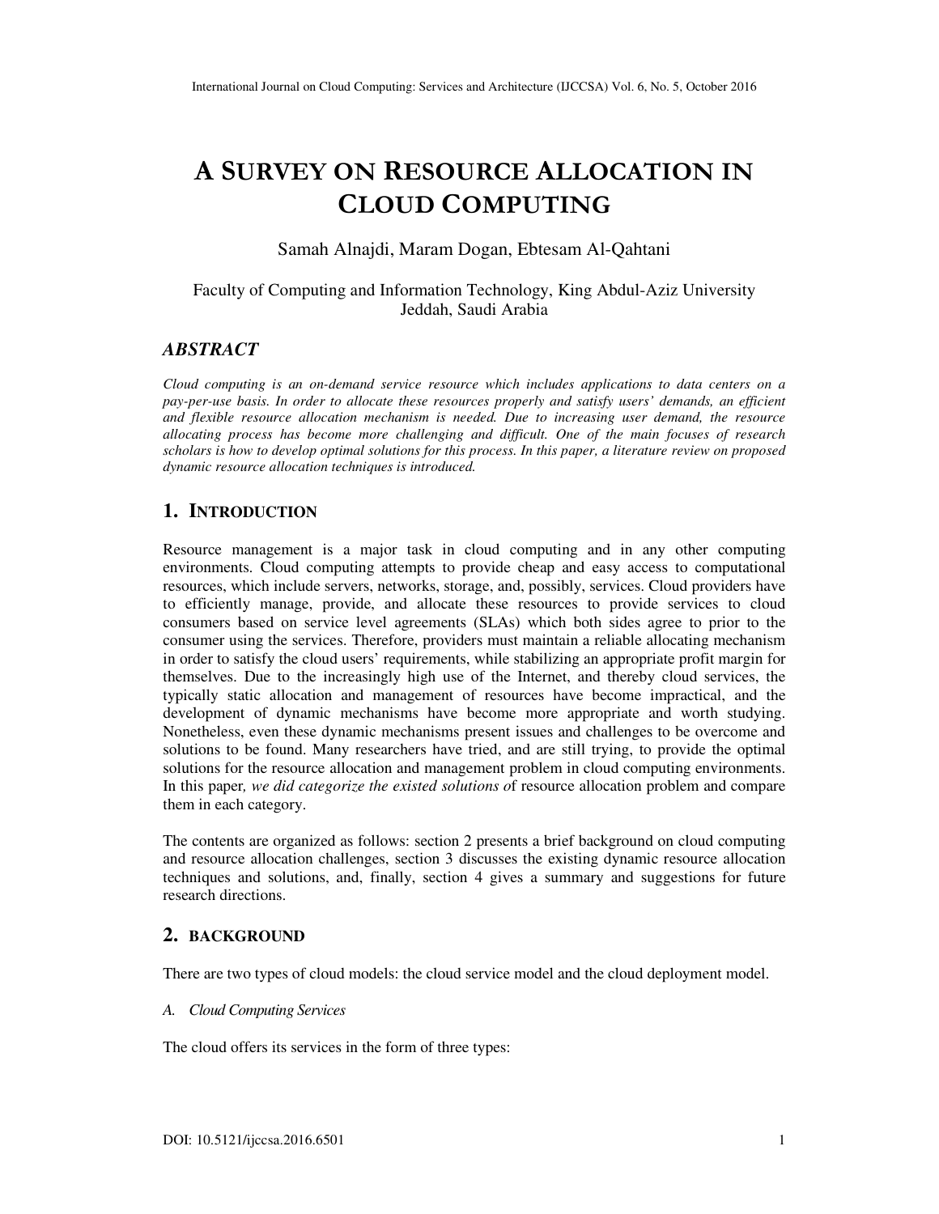# A SURVEY ON RESOURCE ALLOCATION IN CLOUD COMPUTING

Samah Alnajdi, Maram Dogan, Ebtesam Al-Qahtani

Faculty of Computing and Information Technology, King Abdul-Aziz University
Jeddah, Saudi Arabia

## *ABSTRACT*

*Cloud computing is an on-demand service resource which includes applications to data centers on a pay-per-use basis. In order to allocate these resources properly and satisfy users' demands, an efficient and flexible resource allocation mechanism is needed. Due to increasing user demand, the resource allocating process has become more challenging and difficult. One of the main focuses of research scholars is how to develop optimal solutions for this process. In this paper, a literature review on proposed dynamic resource allocation techniques is introduced.*

## 1. INTRODUCTION

Resource management is a major task in cloud computing and in any other computing environments. Cloud computing attempts to provide cheap and easy access to computational resources, which include servers, networks, storage, and, possibly, services. Cloud providers have to efficiently manage, provide, and allocate these resources to provide services to cloud consumers based on service level agreements (SLAs) which both sides agree to prior to the consumer using the services. Therefore, providers must maintain a reliable allocating mechanism in order to satisfy the cloud users' requirements, while stabilizing an appropriate profit margin for themselves. Due to the increasingly high use of the Internet, and thereby cloud services, the typically static allocation and management of resources have become impractical, and the development of dynamic mechanisms have become more appropriate and worth studying. Nonetheless, even these dynamic mechanisms present issues and challenges to be overcome and solutions to be found. Many researchers have tried, and are still trying, to provide the optimal solutions for the resource allocation and management problem in cloud computing environments. In this paper*, we did categorize the existed solutions o*f resource allocation problem and compare them in each category.

The contents are organized as follows: section 2 presents a brief background on cloud computing and resource allocation challenges, section 3 discusses the existing dynamic resource allocation techniques and solutions, and, finally, section 4 gives a summary and suggestions for future research directions.

## 2. BACKGROUND

There are two types of cloud models: the cloud service model and the cloud deployment model.

### *A. Cloud Computing Services*

The cloud offers its services in the form of three types:

DOI: 10.5121/ijccsa.2016.6501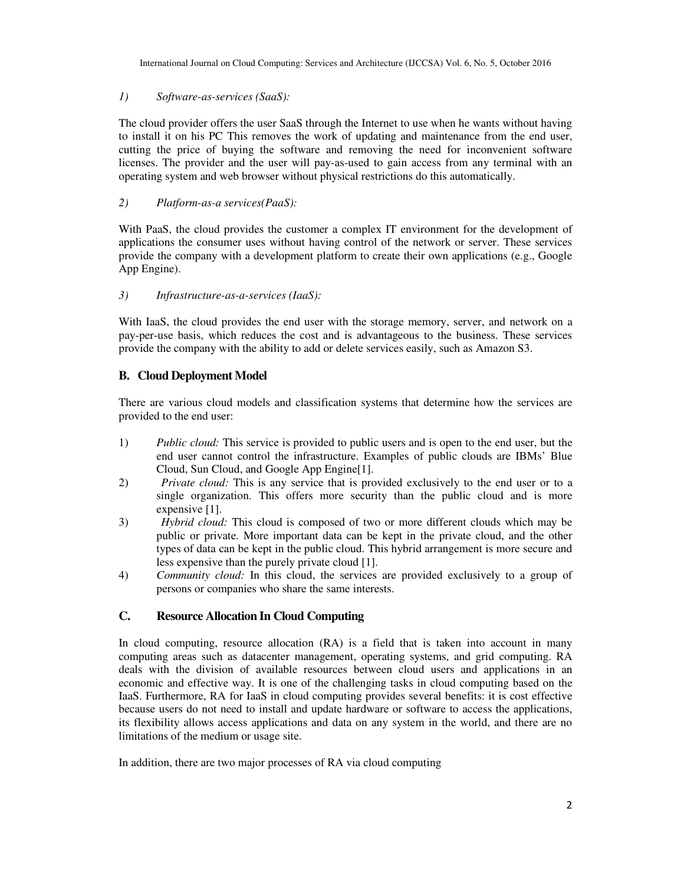*1) Software-as-services (SaaS):*

The cloud provider offers the user SaaS through the Internet to use when he wants without having to install it on his PC This removes the work of updating and maintenance from the end user, cutting the price of buying the software and removing the need for inconvenient software licenses. The provider and the user will pay-as-used to gain access from any terminal with an operating system and web browser without physical restrictions do this automatically.

*2) Platform-as-a services(PaaS):*

With PaaS, the cloud provides the customer a complex IT environment for the development of applications the consumer uses without having control of the network or server. These services provide the company with a development platform to create their own applications (e.g., Google App Engine).

*3) Infrastructure-as-a-services (IaaS):*

With IaaS, the cloud provides the end user with the storage memory, server, and network on a pay-per-use basis, which reduces the cost and is advantageous to the business. These services provide the company with the ability to add or delete services easily, such as Amazon S3.

### B. Cloud Deployment Model

There are various cloud models and classification systems that determine how the services are provided to the end user:

1) *Public cloud:* This service is provided to public users and is open to the end user, but the end user cannot control the infrastructure. Examples of public clouds are IBMs' Blue Cloud, Sun Cloud, and Google App Engine[1].
2) *Private cloud:* This is any service that is provided exclusively to the end user or to a single organization. This offers more security than the public cloud and is more expensive [1].
3) *Hybrid cloud:* This cloud is composed of two or more different clouds which may be public or private. More important data can be kept in the private cloud, and the other types of data can be kept in the public cloud. This hybrid arrangement is more secure and less expensive than the purely private cloud [1].
4) *Community cloud:* In this cloud, the services are provided exclusively to a group of persons or companies who share the same interests.

### C. Resource Allocation In Cloud Computing

In cloud computing, resource allocation (RA) is a field that is taken into account in many computing areas such as datacenter management, operating systems, and grid computing. RA deals with the division of available resources between cloud users and applications in an economic and effective way. It is one of the challenging tasks in cloud computing based on the IaaS. Furthermore, RA for IaaS in cloud computing provides several benefits: it is cost effective because users do not need to install and update hardware or software to access the applications, its flexibility allows access applications and data on any system in the world, and there are no limitations of the medium or usage site.

In addition, there are two major processes of RA via cloud computing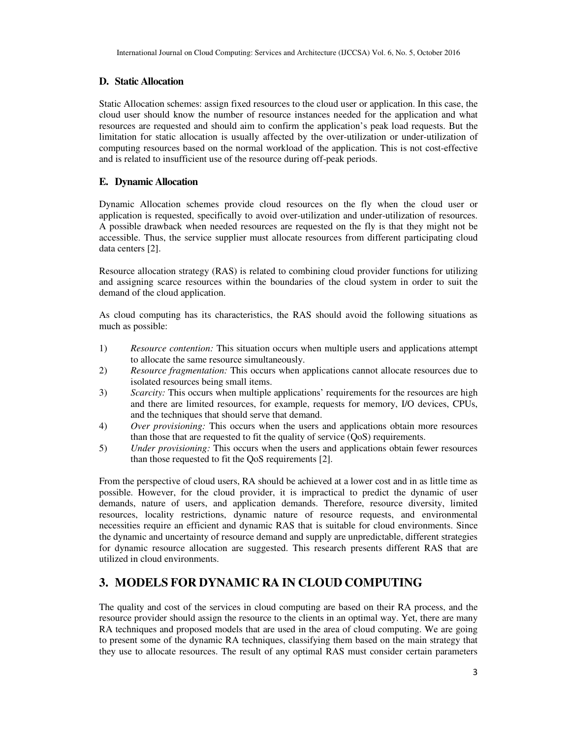### D. Static Allocation

Static Allocation schemes: assign fixed resources to the cloud user or application. In this case, the cloud user should know the number of resource instances needed for the application and what resources are requested and should aim to confirm the application's peak load requests. But the limitation for static allocation is usually affected by the over-utilization or under-utilization of computing resources based on the normal workload of the application. This is not cost-effective and is related to insufficient use of the resource during off-peak periods.

### E. Dynamic Allocation

Dynamic Allocation schemes provide cloud resources on the fly when the cloud user or application is requested, specifically to avoid over-utilization and under-utilization of resources. A possible drawback when needed resources are requested on the fly is that they might not be accessible. Thus, the service supplier must allocate resources from different participating cloud data centers [2].

Resource allocation strategy (RAS) is related to combining cloud provider functions for utilizing and assigning scarce resources within the boundaries of the cloud system in order to suit the demand of the cloud application.

As cloud computing has its characteristics, the RAS should avoid the following situations as much as possible:

1) *Resource contention:* This situation occurs when multiple users and applications attempt to allocate the same resource simultaneously.
2) *Resource fragmentation:* This occurs when applications cannot allocate resources due to isolated resources being small items.
3) *Scarcity:* This occurs when multiple applications' requirements for the resources are high and there are limited resources, for example, requests for memory, I/O devices, CPUs, and the techniques that should serve that demand.
4) *Over provisioning:* This occurs when the users and applications obtain more resources than those that are requested to fit the quality of service (QoS) requirements.
5) *Under provisioning:* This occurs when the users and applications obtain fewer resources than those requested to fit the QoS requirements [2].

From the perspective of cloud users, RA should be achieved at a lower cost and in as little time as possible. However, for the cloud provider, it is impractical to predict the dynamic of user demands, nature of users, and application demands. Therefore, resource diversity, limited resources, locality restrictions, dynamic nature of resource requests, and environmental necessities require an efficient and dynamic RAS that is suitable for cloud environments. Since the dynamic and uncertainty of resource demand and supply are unpredictable, different strategies for dynamic resource allocation are suggested. This research presents different RAS that are utilized in cloud environments.

## 3. MODELS FOR DYNAMIC RA IN CLOUD COMPUTING

The quality and cost of the services in cloud computing are based on their RA process, and the resource provider should assign the resource to the clients in an optimal way. Yet, there are many RA techniques and proposed models that are used in the area of cloud computing. We are going to present some of the dynamic RA techniques, classifying them based on the main strategy that they use to allocate resources. The result of any optimal RAS must consider certain parameters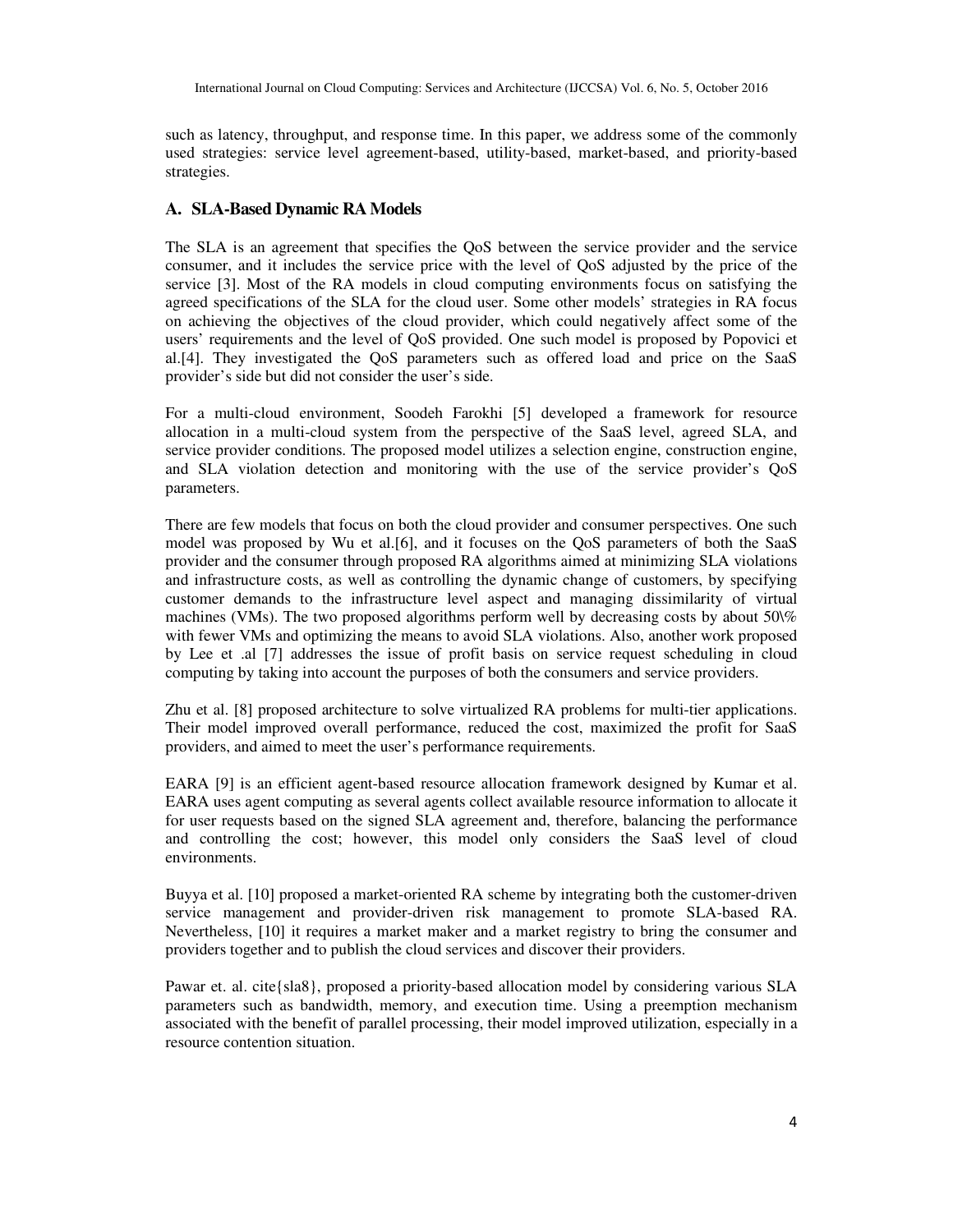such as latency, throughput, and response time. In this paper, we address some of the commonly used strategies: service level agreement-based, utility-based, market-based, and priority-based strategies.

### A. SLA-Based Dynamic RA Models

The SLA is an agreement that specifies the QoS between the service provider and the service consumer, and it includes the service price with the level of QoS adjusted by the price of the service [3]. Most of the RA models in cloud computing environments focus on satisfying the agreed specifications of the SLA for the cloud user. Some other models' strategies in RA focus on achieving the objectives of the cloud provider, which could negatively affect some of the users' requirements and the level of QoS provided. One such model is proposed by Popovici et al.[4]. They investigated the QoS parameters such as offered load and price on the SaaS provider's side but did not consider the user's side.

For a multi-cloud environment, Soodeh Farokhi [5] developed a framework for resource allocation in a multi-cloud system from the perspective of the SaaS level, agreed SLA, and service provider conditions. The proposed model utilizes a selection engine, construction engine, and SLA violation detection and monitoring with the use of the service provider's QoS parameters.

There are few models that focus on both the cloud provider and consumer perspectives. One such model was proposed by Wu et al.[6], and it focuses on the QoS parameters of both the SaaS provider and the consumer through proposed RA algorithms aimed at minimizing SLA violations and infrastructure costs, as well as controlling the dynamic change of customers, by specifying customer demands to the infrastructure level aspect and managing dissimilarity of virtual machines (VMs). The two proposed algorithms perform well by decreasing costs by about 50\% with fewer VMs and optimizing the means to avoid SLA violations. Also, another work proposed by Lee et .al [7] addresses the issue of profit basis on service request scheduling in cloud computing by taking into account the purposes of both the consumers and service providers.

Zhu et al. [8] proposed architecture to solve virtualized RA problems for multi-tier applications. Their model improved overall performance, reduced the cost, maximized the profit for SaaS providers, and aimed to meet the user's performance requirements.

EARA [9] is an efficient agent-based resource allocation framework designed by Kumar et al. EARA uses agent computing as several agents collect available resource information to allocate it for user requests based on the signed SLA agreement and, therefore, balancing the performance and controlling the cost; however, this model only considers the SaaS level of cloud environments.

Buyya et al. [10] proposed a market-oriented RA scheme by integrating both the customer-driven service management and provider-driven risk management to promote SLA-based RA. Nevertheless, [10] it requires a market maker and a market registry to bring the consumer and providers together and to publish the cloud services and discover their providers.

Pawar et. al. cite{sla8}, proposed a priority-based allocation model by considering various SLA parameters such as bandwidth, memory, and execution time. Using a preemption mechanism associated with the benefit of parallel processing, their model improved utilization, especially in a resource contention situation.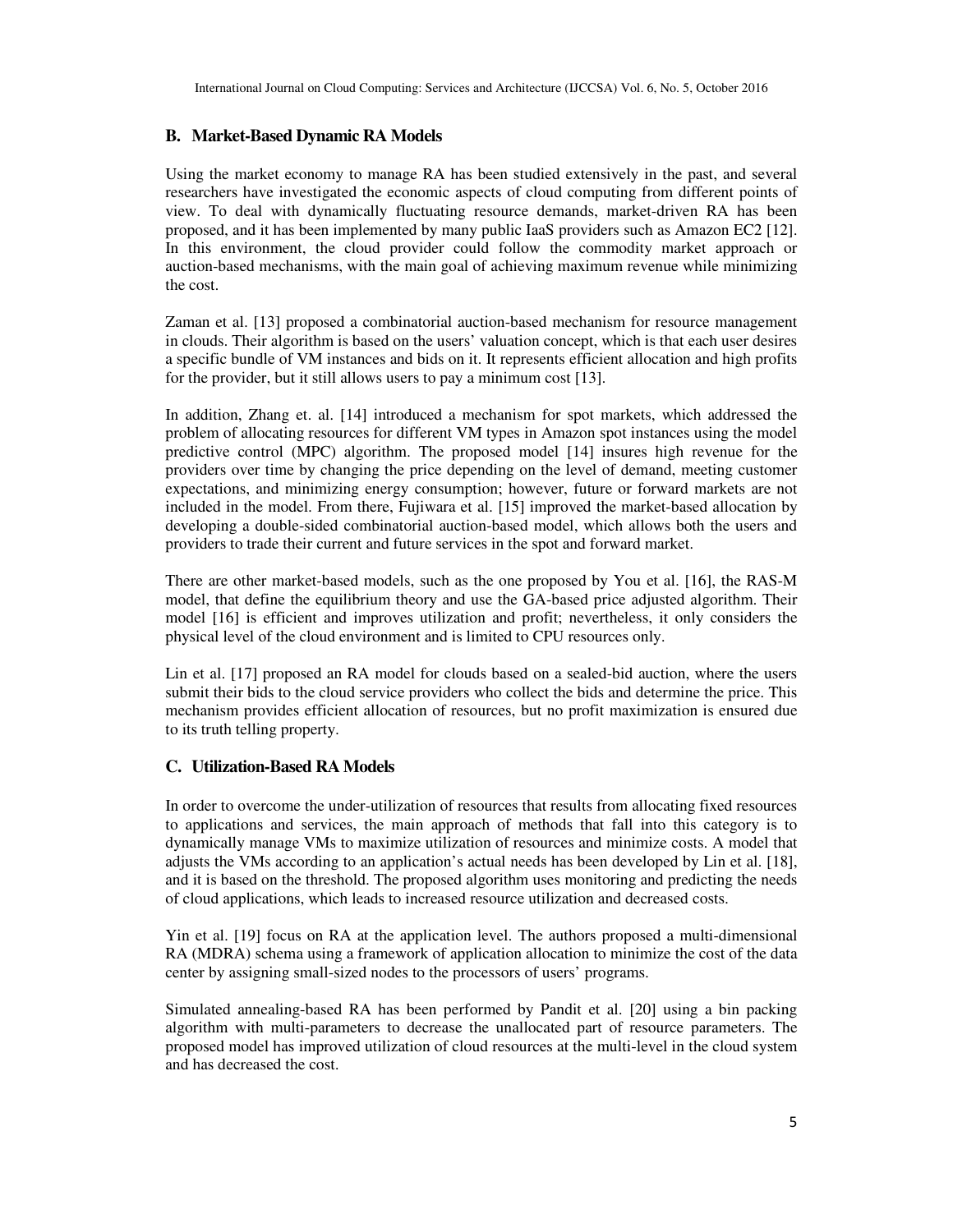### B. Market-Based Dynamic RA Models

Using the market economy to manage RA has been studied extensively in the past, and several researchers have investigated the economic aspects of cloud computing from different points of view. To deal with dynamically fluctuating resource demands, market-driven RA has been proposed, and it has been implemented by many public IaaS providers such as Amazon EC2 [12]. In this environment, the cloud provider could follow the commodity market approach or auction-based mechanisms, with the main goal of achieving maximum revenue while minimizing the cost.

Zaman et al. [13] proposed a combinatorial auction-based mechanism for resource management in clouds. Their algorithm is based on the users' valuation concept, which is that each user desires a specific bundle of VM instances and bids on it. It represents efficient allocation and high profits for the provider, but it still allows users to pay a minimum cost [13].

In addition, Zhang et. al. [14] introduced a mechanism for spot markets, which addressed the problem of allocating resources for different VM types in Amazon spot instances using the model predictive control (MPC) algorithm. The proposed model [14] insures high revenue for the providers over time by changing the price depending on the level of demand, meeting customer expectations, and minimizing energy consumption; however, future or forward markets are not included in the model. From there, Fujiwara et al. [15] improved the market-based allocation by developing a double-sided combinatorial auction-based model, which allows both the users and providers to trade their current and future services in the spot and forward market.

There are other market-based models, such as the one proposed by You et al. [16], the RAS-M model, that define the equilibrium theory and use the GA-based price adjusted algorithm. Their model [16] is efficient and improves utilization and profit; nevertheless, it only considers the physical level of the cloud environment and is limited to CPU resources only.

Lin et al. [17] proposed an RA model for clouds based on a sealed-bid auction, where the users submit their bids to the cloud service providers who collect the bids and determine the price. This mechanism provides efficient allocation of resources, but no profit maximization is ensured due to its truth telling property.

### C. Utilization-Based RA Models

In order to overcome the under-utilization of resources that results from allocating fixed resources to applications and services, the main approach of methods that fall into this category is to dynamically manage VMs to maximize utilization of resources and minimize costs. A model that adjusts the VMs according to an application's actual needs has been developed by Lin et al. [18], and it is based on the threshold. The proposed algorithm uses monitoring and predicting the needs of cloud applications, which leads to increased resource utilization and decreased costs.

Yin et al. [19] focus on RA at the application level. The authors proposed a multi-dimensional RA (MDRA) schema using a framework of application allocation to minimize the cost of the data center by assigning small-sized nodes to the processors of users' programs.

Simulated annealing-based RA has been performed by Pandit et al. [20] using a bin packing algorithm with multi-parameters to decrease the unallocated part of resource parameters. The proposed model has improved utilization of cloud resources at the multi-level in the cloud system and has decreased the cost.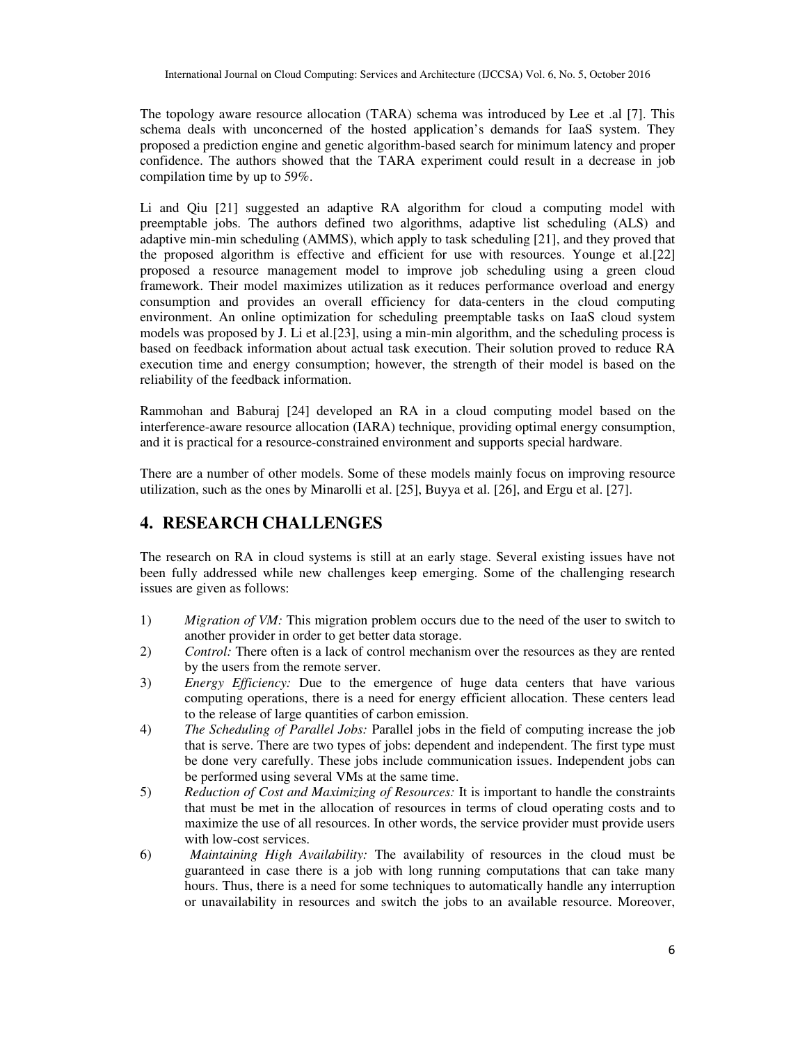The topology aware resource allocation (TARA) schema was introduced by Lee et .al [7]. This schema deals with unconcerned of the hosted application's demands for IaaS system. They proposed a prediction engine and genetic algorithm-based search for minimum latency and proper confidence. The authors showed that the TARA experiment could result in a decrease in job compilation time by up to 59%.

Li and Qiu [21] suggested an adaptive RA algorithm for cloud a computing model with preemptable jobs. The authors defined two algorithms, adaptive list scheduling (ALS) and adaptive min-min scheduling (AMMS), which apply to task scheduling [21], and they proved that the proposed algorithm is effective and efficient for use with resources. Younge et al.[22] proposed a resource management model to improve job scheduling using a green cloud framework. Their model maximizes utilization as it reduces performance overload and energy consumption and provides an overall efficiency for data-centers in the cloud computing environment. An online optimization for scheduling preemptable tasks on IaaS cloud system models was proposed by J. Li et al.[23], using a min-min algorithm, and the scheduling process is based on feedback information about actual task execution. Their solution proved to reduce RA execution time and energy consumption; however, the strength of their model is based on the reliability of the feedback information.

Rammohan and Baburaj [24] developed an RA in a cloud computing model based on the interference-aware resource allocation (IARA) technique, providing optimal energy consumption, and it is practical for a resource-constrained environment and supports special hardware.

There are a number of other models. Some of these models mainly focus on improving resource utilization, such as the ones by Minarolli et al. [25], Buyya et al. [26], and Ergu et al. [27].

## 4. RESEARCH CHALLENGES

The research on RA in cloud systems is still at an early stage. Several existing issues have not been fully addressed while new challenges keep emerging. Some of the challenging research issues are given as follows:

1) *Migration of VM:* This migration problem occurs due to the need of the user to switch to another provider in order to get better data storage.
2) *Control:* There often is a lack of control mechanism over the resources as they are rented by the users from the remote server.
3) *Energy Efficiency:* Due to the emergence of huge data centers that have various computing operations, there is a need for energy efficient allocation. These centers lead to the release of large quantities of carbon emission.
4) *The Scheduling of Parallel Jobs:* Parallel jobs in the field of computing increase the job that is serve. There are two types of jobs: dependent and independent. The first type must be done very carefully. These jobs include communication issues. Independent jobs can be performed using several VMs at the same time.
5) *Reduction of Cost and Maximizing of Resources:* It is important to handle the constraints that must be met in the allocation of resources in terms of cloud operating costs and to maximize the use of all resources. In other words, the service provider must provide users with low-cost services.
6) *Maintaining High Availability:* The availability of resources in the cloud must be guaranteed in case there is a job with long running computations that can take many hours. Thus, there is a need for some techniques to automatically handle any interruption or unavailability in resources and switch the jobs to an available resource. Moreover,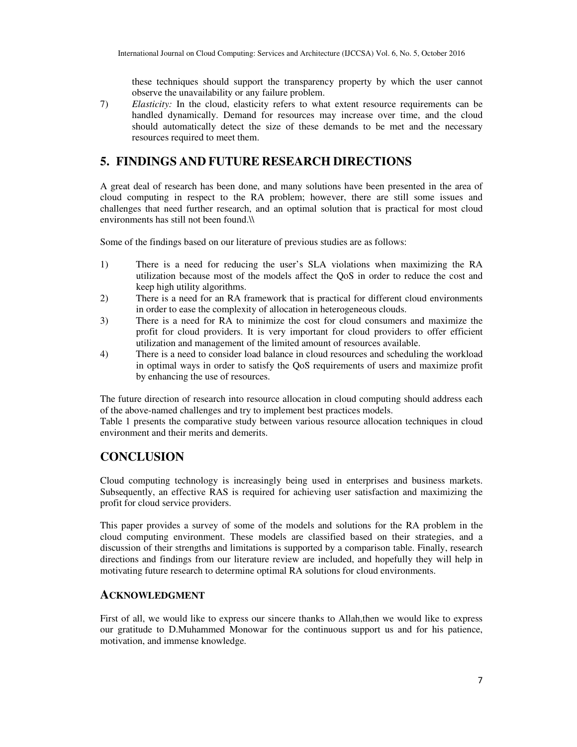these techniques should support the transparency property by which the user cannot observe the unavailability or any failure problem.

7) *Elasticity:* In the cloud, elasticity refers to what extent resource requirements can be handled dynamically. Demand for resources may increase over time, and the cloud should automatically detect the size of these demands to be met and the necessary resources required to meet them.

## 5. FINDINGS AND FUTURE RESEARCH DIRECTIONS

A great deal of research has been done, and many solutions have been presented in the area of cloud computing in respect to the RA problem; however, there are still some issues and challenges that need further research, and an optimal solution that is practical for most cloud environments has still not been found.\\

Some of the findings based on our literature of previous studies are as follows:

1) There is a need for reducing the user's SLA violations when maximizing the RA utilization because most of the models affect the QoS in order to reduce the cost and keep high utility algorithms.
2) There is a need for an RA framework that is practical for different cloud environments in order to ease the complexity of allocation in heterogeneous clouds.
3) There is a need for RA to minimize the cost for cloud consumers and maximize the profit for cloud providers. It is very important for cloud providers to offer efficient utilization and management of the limited amount of resources available.
4) There is a need to consider load balance in cloud resources and scheduling the workload in optimal ways in order to satisfy the QoS requirements of users and maximize profit by enhancing the use of resources.

The future direction of research into resource allocation in cloud computing should address each of the above-named challenges and try to implement best practices models.
Table 1 presents the comparative study between various resource allocation techniques in cloud environment and their merits and demerits.

## CONCLUSION

Cloud computing technology is increasingly being used in enterprises and business markets. Subsequently, an effective RAS is required for achieving user satisfaction and maximizing the profit for cloud service providers.

This paper provides a survey of some of the models and solutions for the RA problem in the cloud computing environment. These models are classified based on their strategies, and a discussion of their strengths and limitations is supported by a comparison table. Finally, research directions and findings from our literature review are included, and hopefully they will help in motivating future research to determine optimal RA solutions for cloud environments.

### ACKNOWLEDGMENT

First of all, we would like to express our sincere thanks to Allah,then we would like to express our gratitude to D.Muhammed Monowar for the continuous support us and for his patience, motivation, and immense knowledge.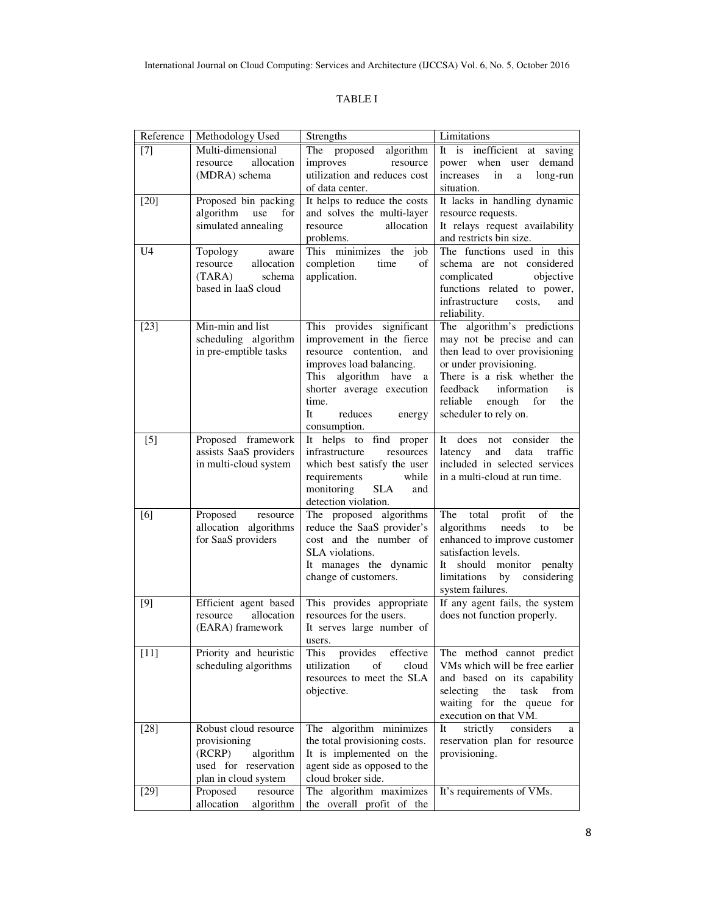TABLE I

| Reference | Methodology Used | Strengths | Limitations |
|---|---|---|---|
| [7] | Multi-dimensional resource allocation (MDRA) schema | The proposed algorithm improves resource utilization and reduces cost of data center. | It is inefficient at saving power when user demand increases in a long-run situation. |
| [20] | Proposed bin packing algorithm use for simulated annealing | It helps to reduce the costs and solves the multi-layer resource allocation problems. | It lacks in handling dynamic resource requests. It relays request availability and restricts bin size. |
| U4 | Topology aware resource allocation (TARA) schema based in IaaS cloud | This minimizes the job completion time of application. | The functions used in this schema are not considered complicated objective functions related to power, infrastructure costs, and reliability. |
| [23] | Min-min and list scheduling algorithm in pre-emptible tasks | This provides significant improvement in the fierce resource contention, and improves load balancing. This algorithm have a shorter average execution time. It reduces energy consumption. | The algorithm's predictions may not be precise and can then lead to over provisioning or under provisioning. There is a risk whether the feedback information is reliable enough for the scheduler to rely on. |
| [5] | Proposed framework assists SaaS providers in multi-cloud system | It helps to find proper infrastructure resources which best satisfy the user requirements while monitoring SLA and detection violation. | It does not consider the latency and data traffic included in selected services in a multi-cloud at run time. |
| [6] | Proposed resource allocation algorithms for SaaS providers | The proposed algorithms reduce the SaaS provider's cost and the number of SLA violations. It manages the dynamic change of customers. | The total profit of the algorithms needs to be enhanced to improve customer satisfaction levels. It should monitor penalty limitations by considering system failures. |
| [9] | Efficient agent based resource allocation (EARA) framework | This provides appropriate resources for the users. It serves large number of users. | If any agent fails, the system does not function properly. |
| [11] | Priority and heuristic scheduling algorithms | This provides effective utilization of cloud resources to meet the SLA objective. | The method cannot predict VMs which will be free earlier and based on its capability selecting the task from waiting for the queue for execution on that VM. |
| [28] | Robust cloud resource provisioning (RCRP) algorithm used for reservation plan in cloud system | The algorithm minimizes the total provisioning costs. It is implemented on the agent side as opposed to the cloud broker side. | It strictly considers a reservation plan for resource provisioning. |
| [29] | Proposed resource allocation algorithm | The algorithm maximizes the overall profit of the | It's requirements of VMs. |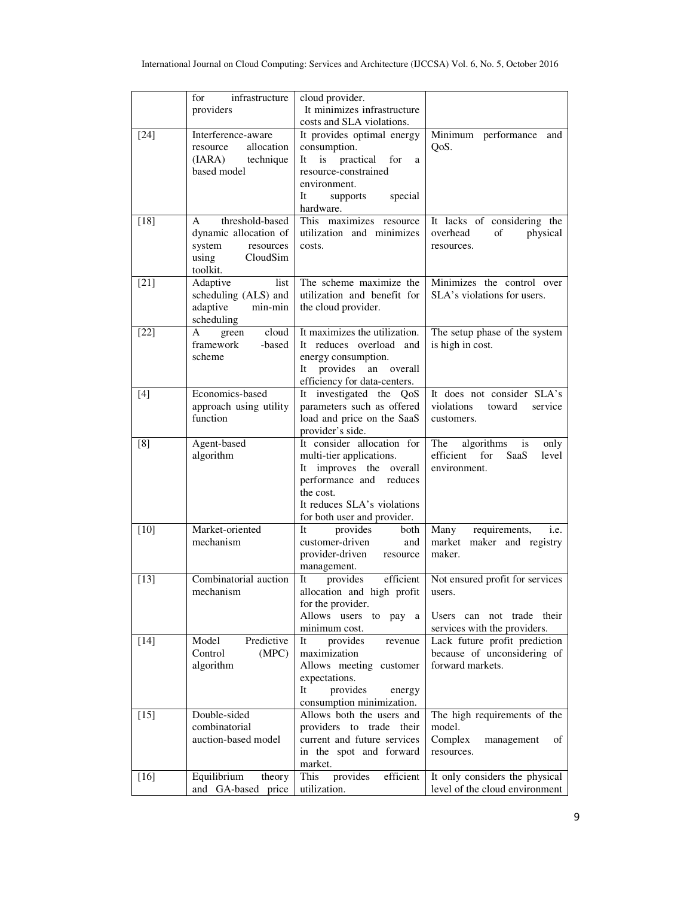| | | | |
|---|---|---|---|
| | for infrastructure providers | cloud provider. It minimizes infrastructure costs and SLA violations. | |
| [24] | Interference-aware resource allocation (IARA) technique based model | It provides optimal energy consumption. It is practical for a resource-constrained environment. It supports special hardware. | Minimum performance and QoS. |
| [18] | A threshold-based dynamic allocation of system resources using CloudSim toolkit. | This maximizes resource utilization and minimizes costs. | It lacks of considering the overhead of physical resources. |
| [21] | Adaptive list scheduling (ALS) and adaptive min-min scheduling | The scheme maximize the utilization and benefit for the cloud provider. | Minimizes the control over SLA's violations for users. |
| [22] | A green cloud framework -based scheme | It maximizes the utilization. It reduces overload and energy consumption. It provides an overall efficiency for data-centers. | The setup phase of the system is high in cost. |
| [4] | Economics-based approach using utility function | It investigated the QoS parameters such as offered load and price on the SaaS provider's side. | It does not consider SLA's violations toward service customers. |
| [8] | Agent-based algorithm | It consider allocation for multi-tier applications. It improves the overall performance and reduces the cost. It reduces SLA's violations for both user and provider. | The algorithms is only efficient for SaaS level environment. |
| [10] | Market-oriented mechanism | It provides both customer-driven and provider-driven resource management. | Many requirements, i.e. market maker and registry maker. |
| [13] | Combinatorial auction mechanism | It provides efficient allocation and high profit for the provider. Allows users to pay a minimum cost. | Not ensured profit for services users. Users can not trade their services with the providers. |
| [14] | Model Predictive Control (MPC) algorithm | It provides revenue maximization Allows meeting customer expectations. It provides energy consumption minimization. | Lack future profit prediction because of unconsidering of forward markets. |
| [15] | Double-sided combinatorial auction-based model | Allows both the users and providers to trade their current and future services in the spot and forward market. | The high requirements of the model. Complex management of resources. |
| [16] | Equilibrium theory and GA-based price | This provides efficient utilization. | It only considers the physical level of the cloud environment |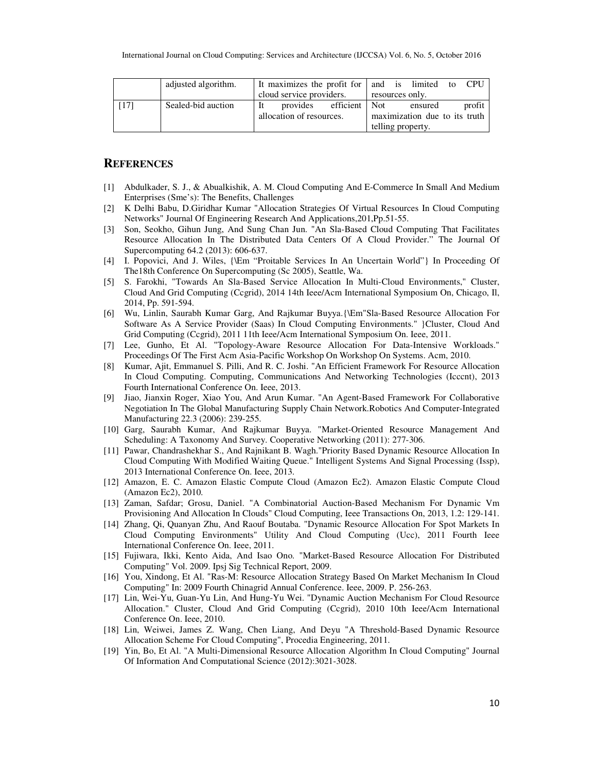| | adjusted algorithm. | It maximizes the profit for cloud service providers. | and is limited to CPU resources only. |
|---|---|---|---|
| [17] | Sealed-bid auction | It provides efficient allocation of resources. | Not ensured profit maximization due to its truth telling property. |

## REFERENCES

[1] Abdulkader, S. J., & Abualkishik, A. M. Cloud Computing And E-Commerce In Small And Medium Enterprises (Sme's): The Benefits, Challenges

[2] K Delhi Babu, D.Giridhar Kumar "Allocation Strategies Of Virtual Resources In Cloud Computing Networks" Journal Of Engineering Research And Applications,201,Pp.51-55.

[3] Son, Seokho, Gihun Jung, And Sung Chan Jun. "An Sla-Based Cloud Computing That Facilitates Resource Allocation In The Distributed Data Centers Of A Cloud Provider." The Journal Of Supercomputing 64.2 (2013): 606-637.

[4] I. Popovici, And J. Wiles, {\Em "Proitable Services In An Uncertain World"} In Proceeding Of The18th Conference On Supercomputing (Sc 2005), Seattle, Wa.

[5] S. Farokhi, "Towards An Sla-Based Service Allocation In Multi-Cloud Environments," Cluster, Cloud And Grid Computing (Ccgrid), 2014 14th Ieee/Acm International Symposium On, Chicago, Il, 2014, Pp. 591-594.

[6] Wu, Linlin, Saurabh Kumar Garg, And Rajkumar Buyya.{\Em"Sla-Based Resource Allocation For Software As A Service Provider (Saas) In Cloud Computing Environments." }Cluster, Cloud And Grid Computing (Ccgrid), 2011 11th Ieee/Acm International Symposium On. Ieee, 2011.

[7] Lee, Gunho, Et Al. "Topology-Aware Resource Allocation For Data-Intensive Workloads." Proceedings Of The First Acm Asia-Pacific Workshop On Workshop On Systems. Acm, 2010.

[8] Kumar, Ajit, Emmanuel S. Pilli, And R. C. Joshi. "An Efficient Framework For Resource Allocation In Cloud Computing. Computing, Communications And Networking Technologies (Icccnt), 2013 Fourth International Conference On. Ieee, 2013.

[9] Jiao, Jianxin Roger, Xiao You, And Arun Kumar. "An Agent-Based Framework For Collaborative Negotiation In The Global Manufacturing Supply Chain Network.Robotics And Computer-Integrated Manufacturing 22.3 (2006): 239-255.

[10] Garg, Saurabh Kumar, And Rajkumar Buyya. "Market-Oriented Resource Management And Scheduling: A Taxonomy And Survey. Cooperative Networking (2011): 277-306.

[11] Pawar, Chandrashekhar S., And Rajnikant B. Wagh."Priority Based Dynamic Resource Allocation In Cloud Computing With Modified Waiting Queue." Intelligent Systems And Signal Processing (Issp), 2013 International Conference On. Ieee, 2013.

[12] Amazon, E. C. Amazon Elastic Compute Cloud (Amazon Ec2). Amazon Elastic Compute Cloud (Amazon Ec2), 2010.

[13] Zaman, Safdar; Grosu, Daniel. "A Combinatorial Auction-Based Mechanism For Dynamic Vm Provisioning And Allocation In Clouds" Cloud Computing, Ieee Transactions On, 2013, 1.2: 129-141.

[14] Zhang, Qi, Quanyan Zhu, And Raouf Boutaba. "Dynamic Resource Allocation For Spot Markets In Cloud Computing Environments" Utility And Cloud Computing (Ucc), 2011 Fourth Ieee International Conference On. Ieee, 2011.

[15] Fujiwara, Ikki, Kento Aida, And Isao Ono. "Market-Based Resource Allocation For Distributed Computing" Vol. 2009. Ipsj Sig Technical Report, 2009.

[16] You, Xindong, Et Al. "Ras-M: Resource Allocation Strategy Based On Market Mechanism In Cloud Computing" In: 2009 Fourth Chinagrid Annual Conference. Ieee, 2009. P. 256-263.

[17] Lin, Wei-Yu, Guan-Yu Lin, And Hung-Yu Wei. "Dynamic Auction Mechanism For Cloud Resource Allocation." Cluster, Cloud And Grid Computing (Ccgrid), 2010 10th Ieee/Acm International Conference On. Ieee, 2010.

[18] Lin, Weiwei, James Z. Wang, Chen Liang, And Deyu "A Threshold-Based Dynamic Resource Allocation Scheme For Cloud Computing", Procedia Engineering, 2011.

[19] Yin, Bo, Et Al. "A Multi-Dimensional Resource Allocation Algorithm In Cloud Computing" Journal Of Information And Computational Science (2012):3021-3028.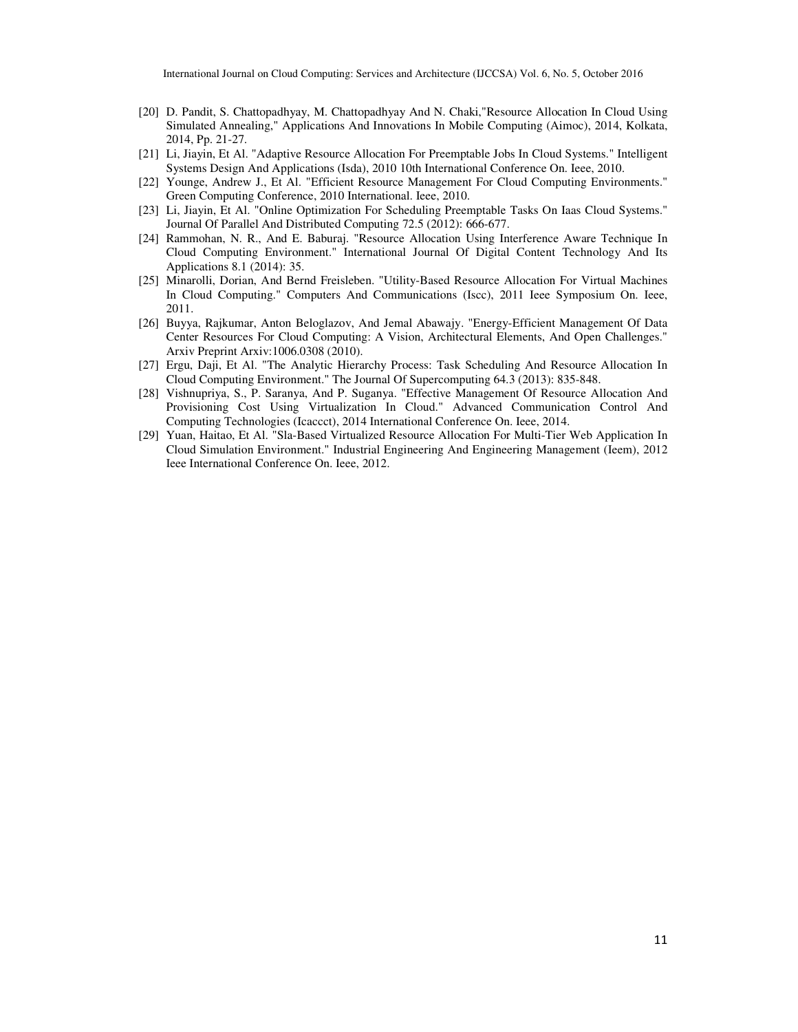[20] D. Pandit, S. Chattopadhyay, M. Chattopadhyay And N. Chaki,"Resource Allocation In Cloud Using Simulated Annealing," Applications And Innovations In Mobile Computing (Aimoc), 2014, Kolkata, 2014, Pp. 21-27.

[21] Li, Jiayin, Et Al. "Adaptive Resource Allocation For Preemptable Jobs In Cloud Systems." Intelligent Systems Design And Applications (Isda), 2010 10th International Conference On. Ieee, 2010.

[22] Younge, Andrew J., Et Al. "Efficient Resource Management For Cloud Computing Environments." Green Computing Conference, 2010 International. Ieee, 2010.

[23] Li, Jiayin, Et Al. "Online Optimization For Scheduling Preemptable Tasks On Iaas Cloud Systems." Journal Of Parallel And Distributed Computing 72.5 (2012): 666-677.

[24] Rammohan, N. R., And E. Baburaj. "Resource Allocation Using Interference Aware Technique In Cloud Computing Environment." International Journal Of Digital Content Technology And Its Applications 8.1 (2014): 35.

[25] Minarolli, Dorian, And Bernd Freisleben. "Utility-Based Resource Allocation For Virtual Machines In Cloud Computing." Computers And Communications (Iscc), 2011 Ieee Symposium On. Ieee, 2011.

[26] Buyya, Rajkumar, Anton Beloglazov, And Jemal Abawajy. "Energy-Efficient Management Of Data Center Resources For Cloud Computing: A Vision, Architectural Elements, And Open Challenges." Arxiv Preprint Arxiv:1006.0308 (2010).

[27] Ergu, Daji, Et Al. "The Analytic Hierarchy Process: Task Scheduling And Resource Allocation In Cloud Computing Environment." The Journal Of Supercomputing 64.3 (2013): 835-848.

[28] Vishnupriya, S., P. Saranya, And P. Suganya. "Effective Management Of Resource Allocation And Provisioning Cost Using Virtualization In Cloud." Advanced Communication Control And Computing Technologies (Icaccct), 2014 International Conference On. Ieee, 2014.

[29] Yuan, Haitao, Et Al. "Sla-Based Virtualized Resource Allocation For Multi-Tier Web Application In Cloud Simulation Environment." Industrial Engineering And Engineering Management (Ieem), 2012 Ieee International Conference On. Ieee, 2012.